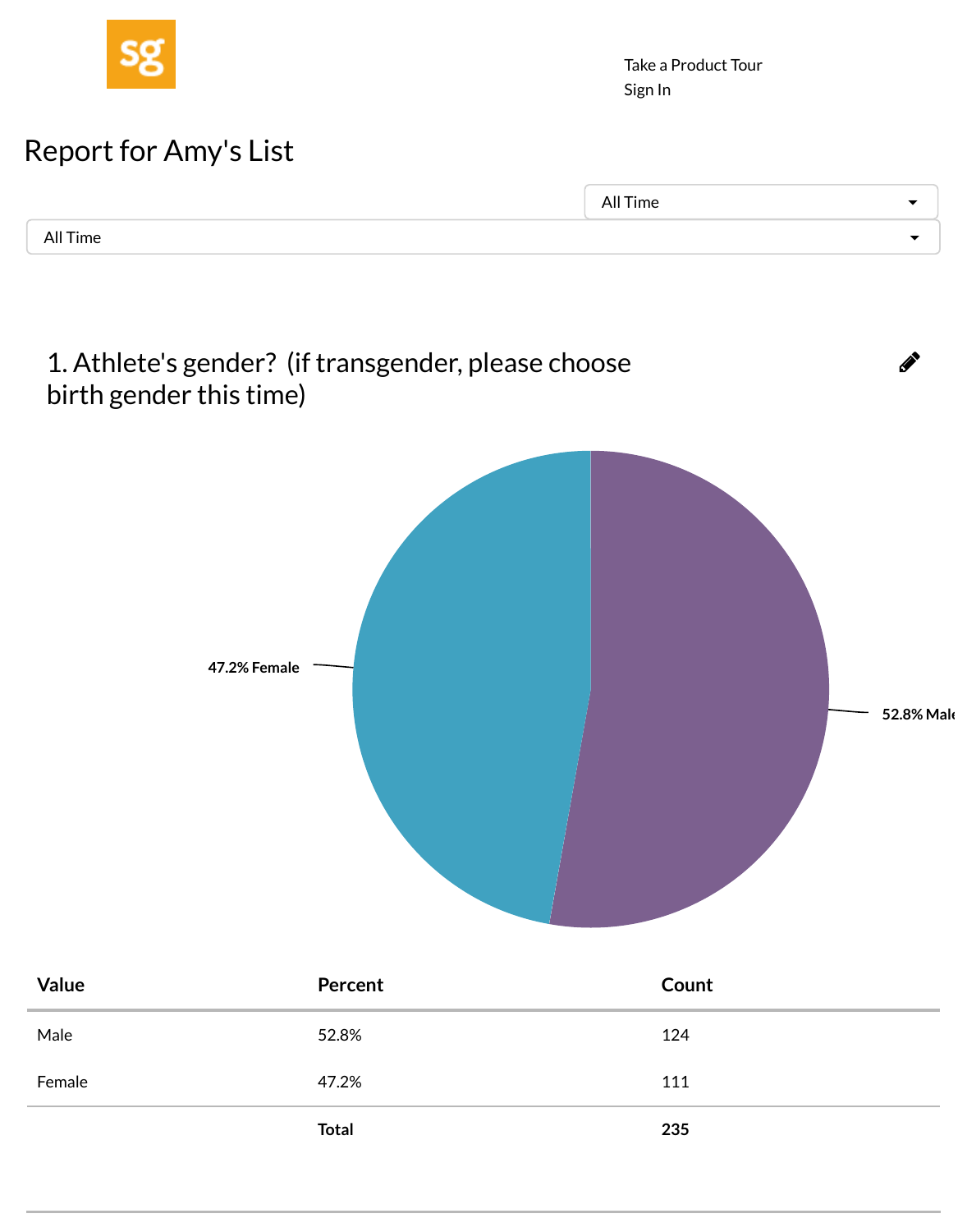Take a Product Tour
Sign In

# Report for Amy's List

All Time

All Time

## 1. Athlete's gender? (if transgender, please choose birth gender this time)

47.2% Female

52.8% Male

| Value | Percent | Count |
|---|---|---|
| Male | 52.8% | 124 |
| Female | 47.2% | 111 |
| | **Total** | **235** |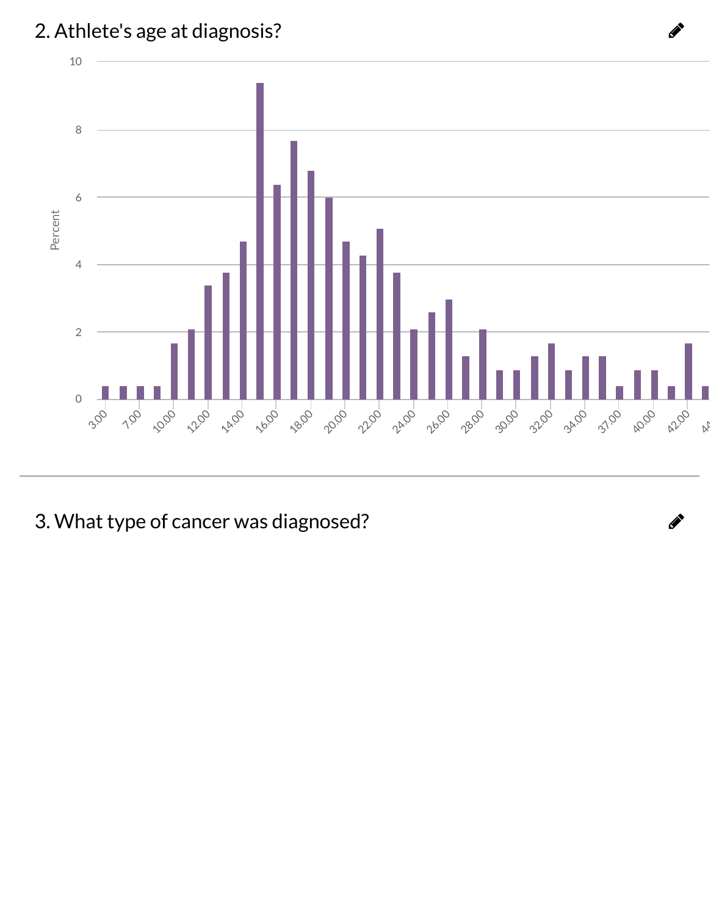## 2. Athlete's age at diagnosis?

## 3. What type of cancer was diagnosed?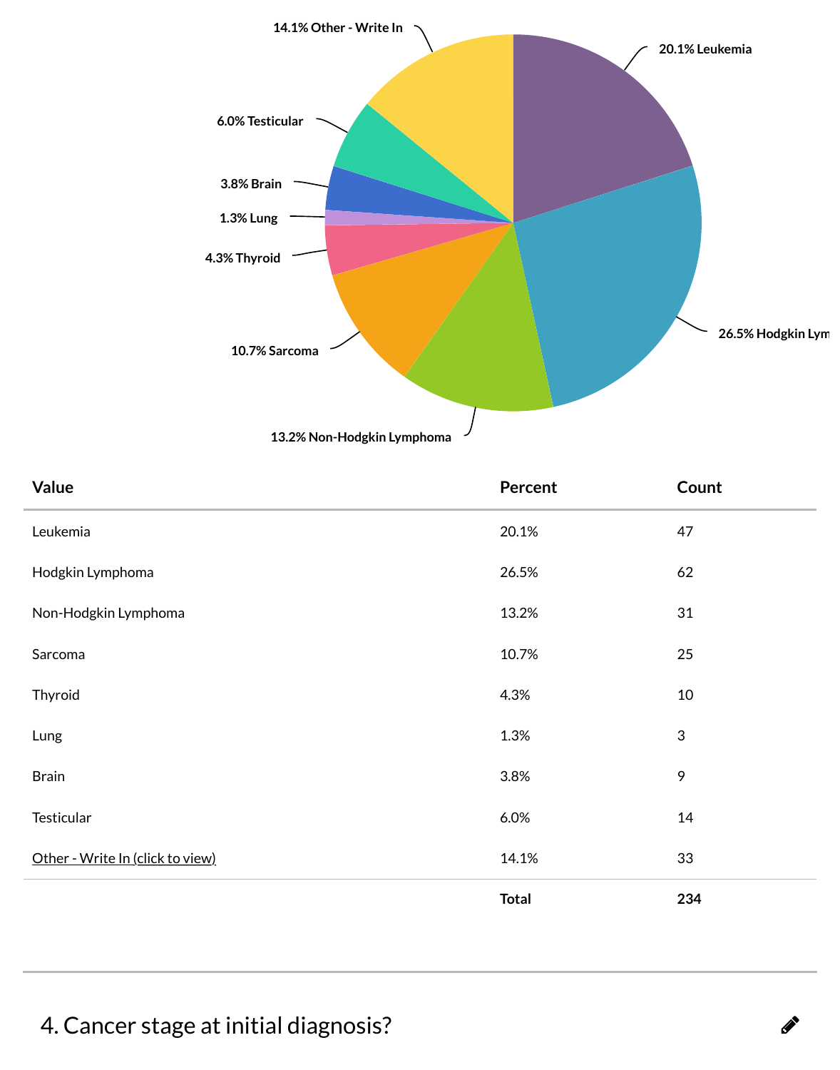| Value | Percent | Count |
|---|---|---|
| Leukemia | 20.1% | 47 |
| Hodgkin Lymphoma | 26.5% | 62 |
| Non-Hodgkin Lymphoma | 13.2% | 31 |
| Sarcoma | 10.7% | 25 |
| Thyroid | 4.3% | 10 |
| Lung | 1.3% | 3 |
| Brain | 3.8% | 9 |
| Testicular | 6.0% | 14 |
| Other - Write In (click to view) | 14.1% | 33 |
| | **Total** | **234** |

## 4. Cancer stage at initial diagnosis?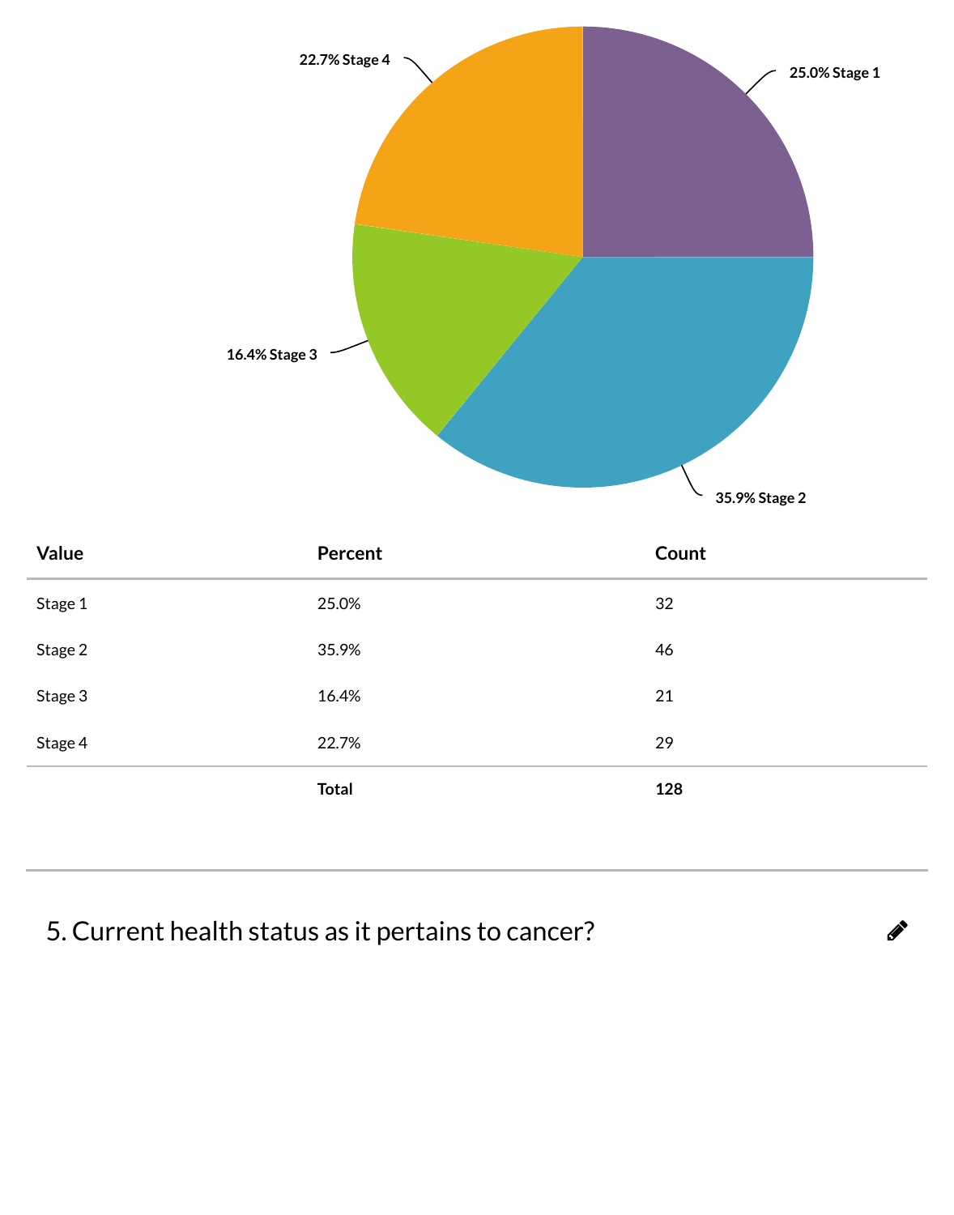| Value | Percent | Count |
| --- | --- | --- |
| Stage 1 | 25.0% | 32 |
| Stage 2 | 35.9% | 46 |
| Stage 3 | 16.4% | 21 |
| Stage 4 | 22.7% | 29 |
| | **Total** | **128** |

## 5. Current health status as it pertains to cancer?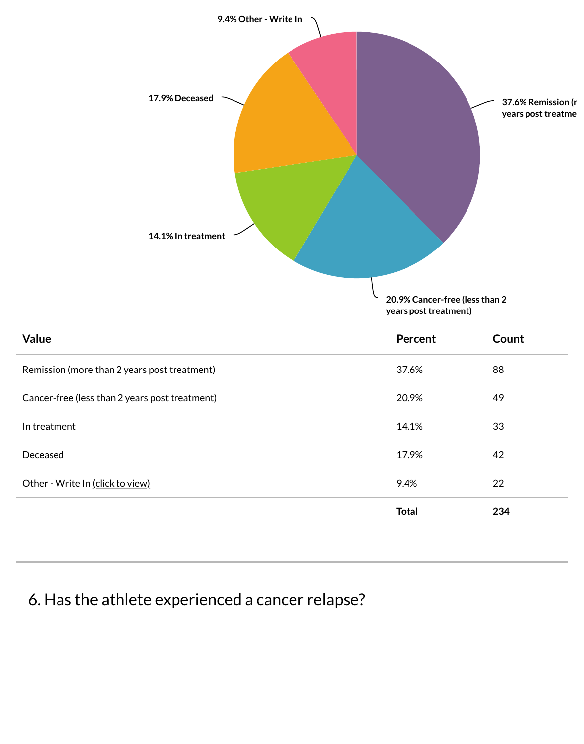| Value | Percent | Count |
|---|---|---|
| Remission (more than 2 years post treatment) | 37.6% | 88 |
| Cancer-free (less than 2 years post treatment) | 20.9% | 49 |
| In treatment | 14.1% | 33 |
| Deceased | 17.9% | 42 |
| Other - Write In (click to view) | 9.4% | 22 |
| | **Total** | **234** |

## 6. Has the athlete experienced a cancer relapse?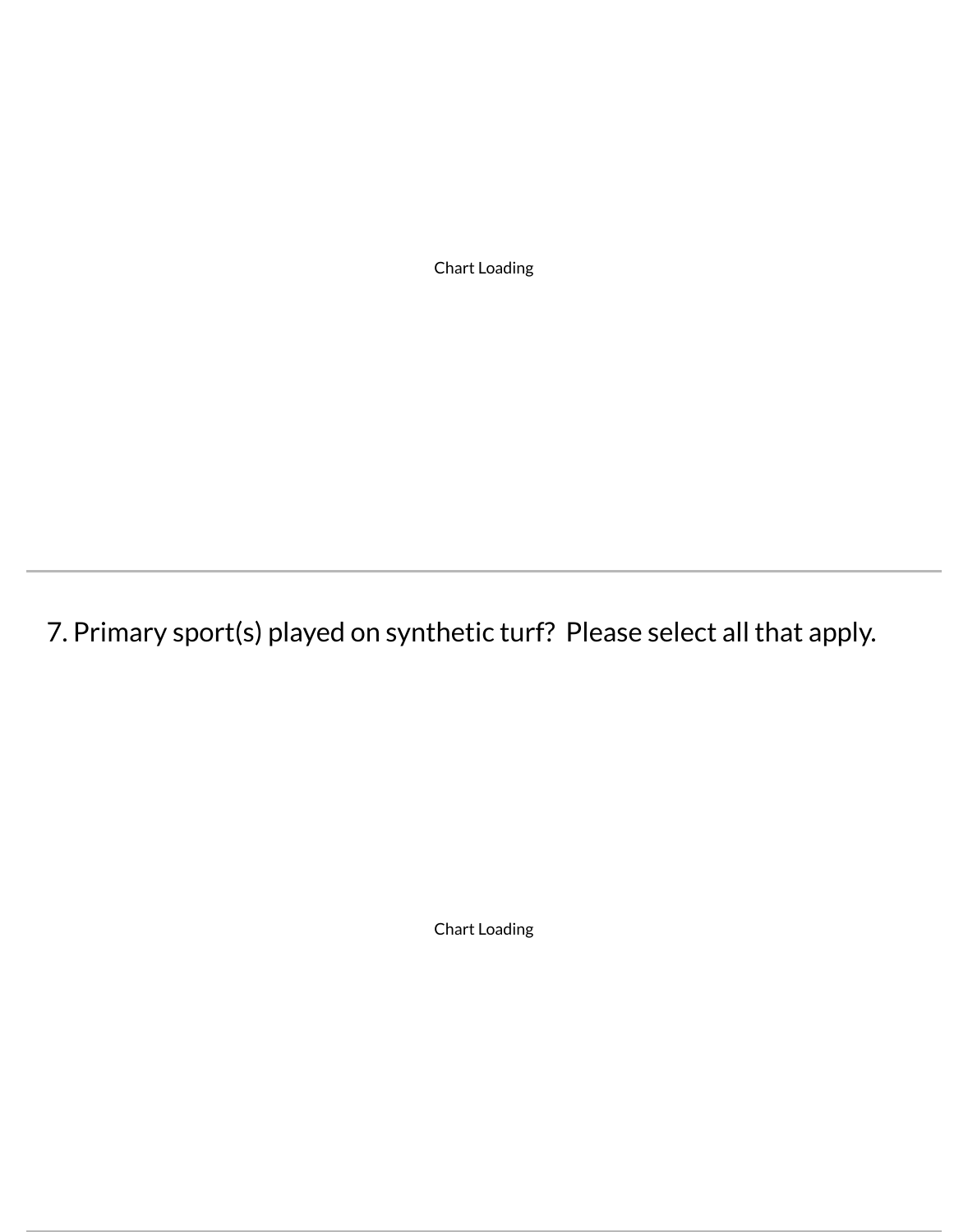Chart Loading

7. Primary sport(s) played on synthetic turf? Please select all that apply.

Chart Loading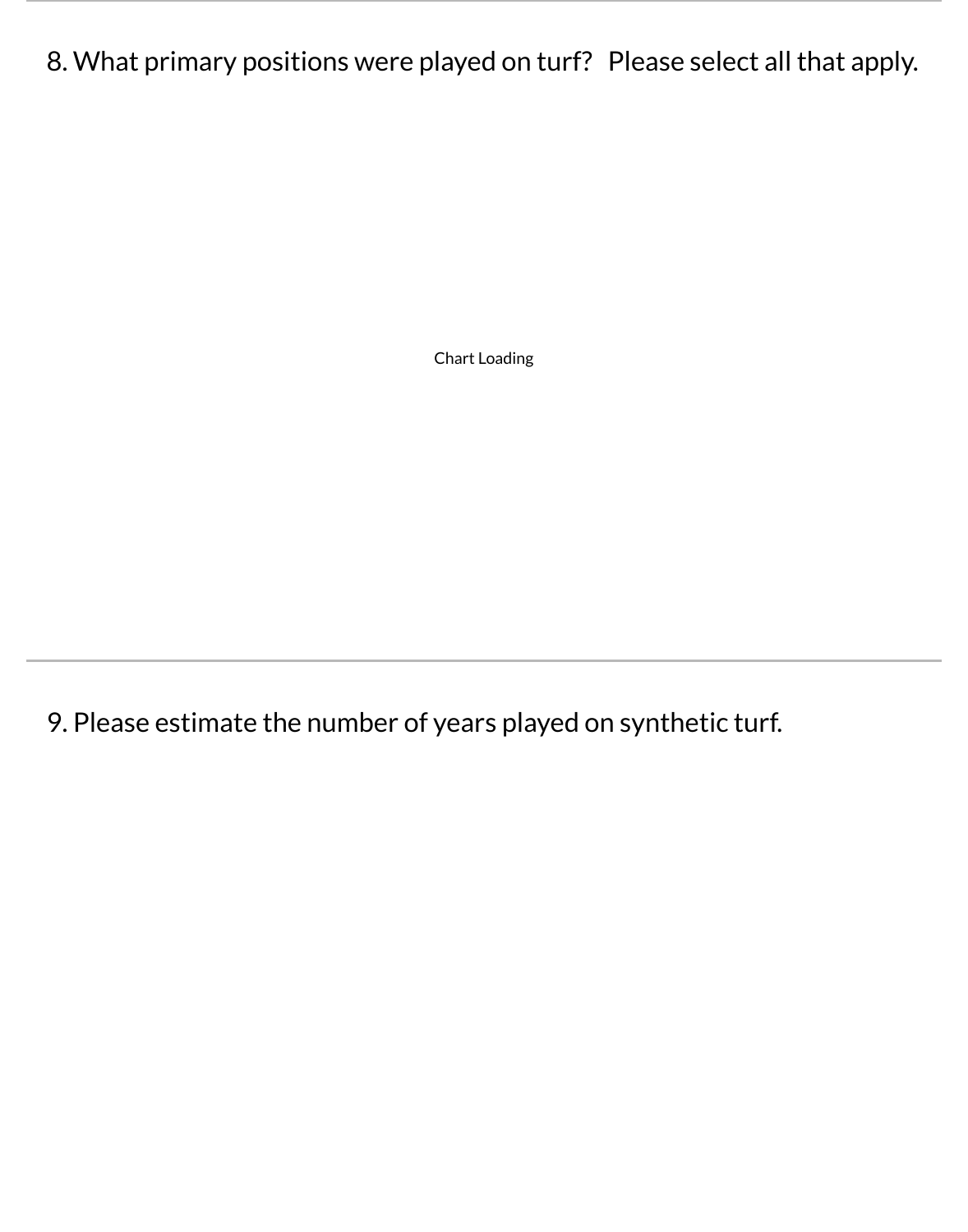8. What primary positions were played on turf? Please select all that apply.

Chart Loading

---

9. Please estimate the number of years played on synthetic turf.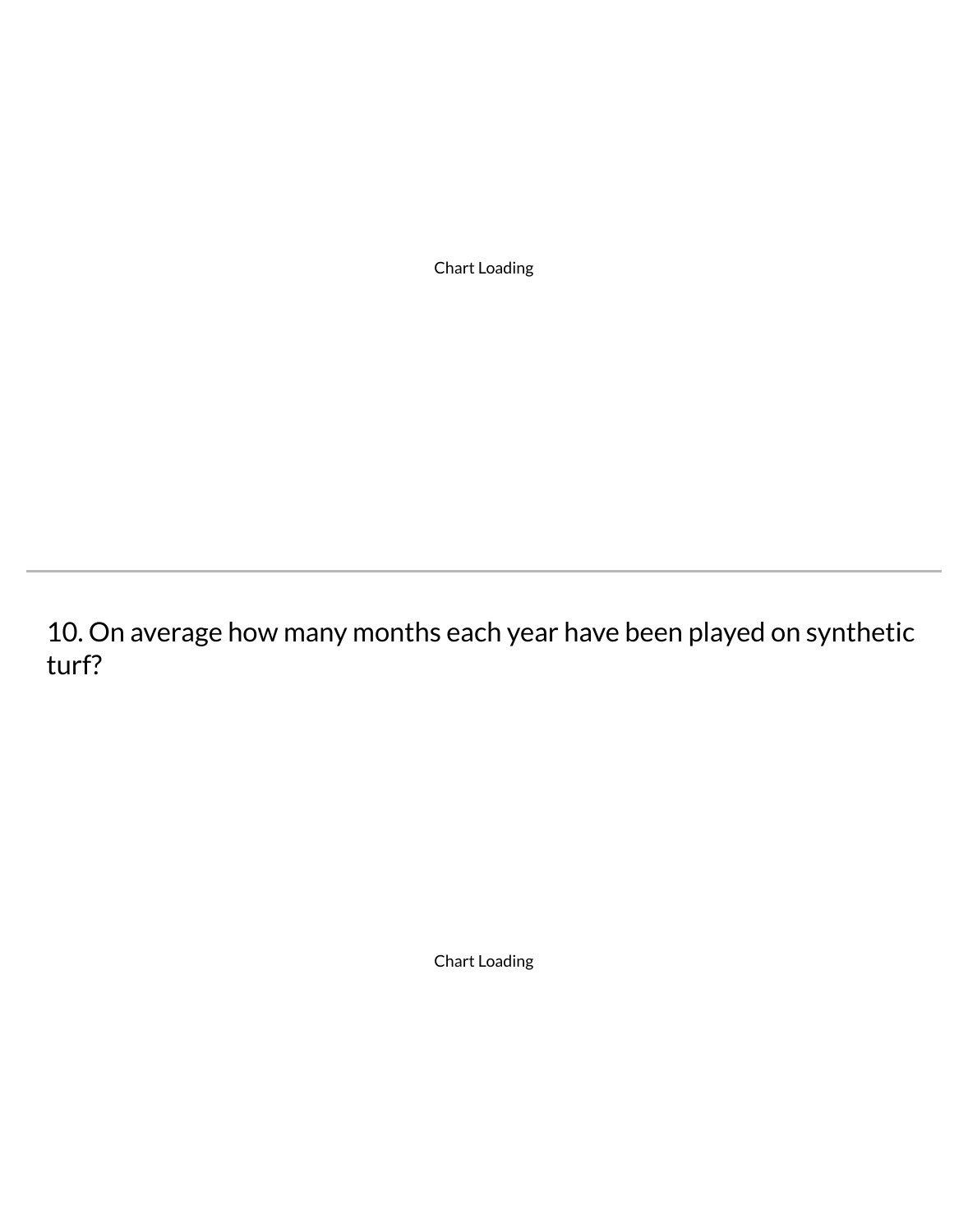Chart Loading

---

## 10. On average how many months each year have been played on synthetic turf?

Chart Loading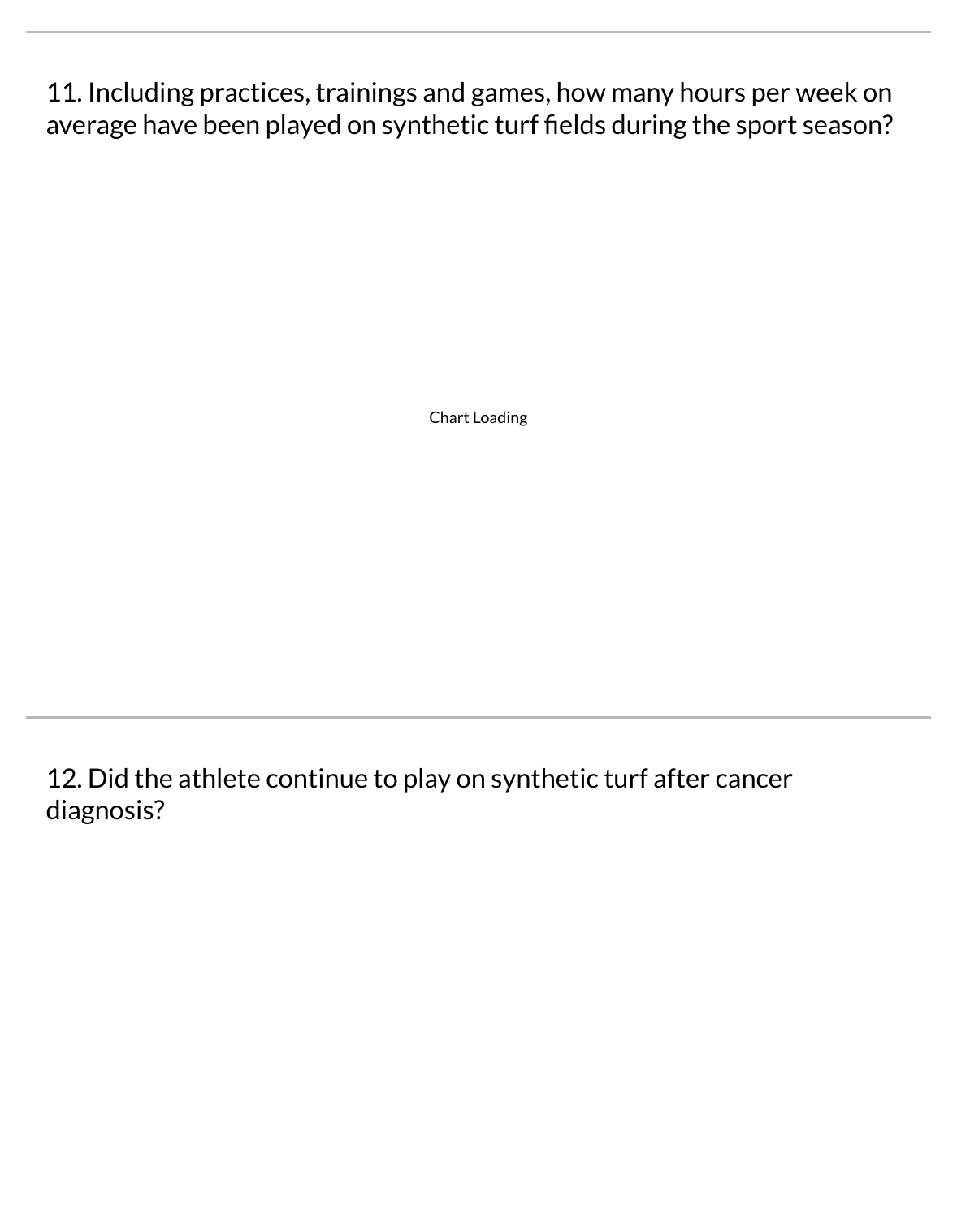11. Including practices, trainings and games, how many hours per week on average have been played on synthetic turf fields during the sport season?

Chart Loading

12. Did the athlete continue to play on synthetic turf after cancer diagnosis?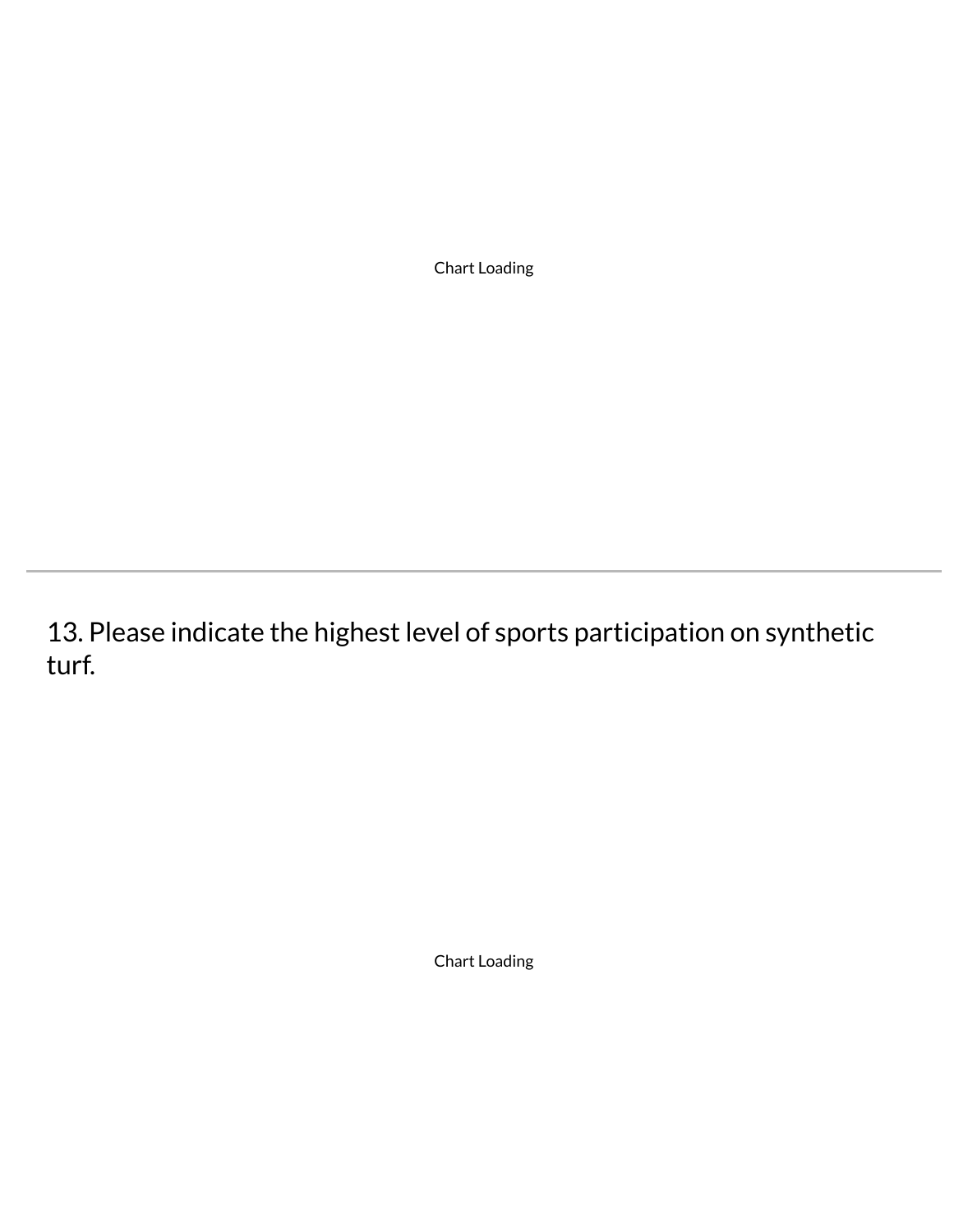Chart Loading

---

13. Please indicate the highest level of sports participation on synthetic turf.

Chart Loading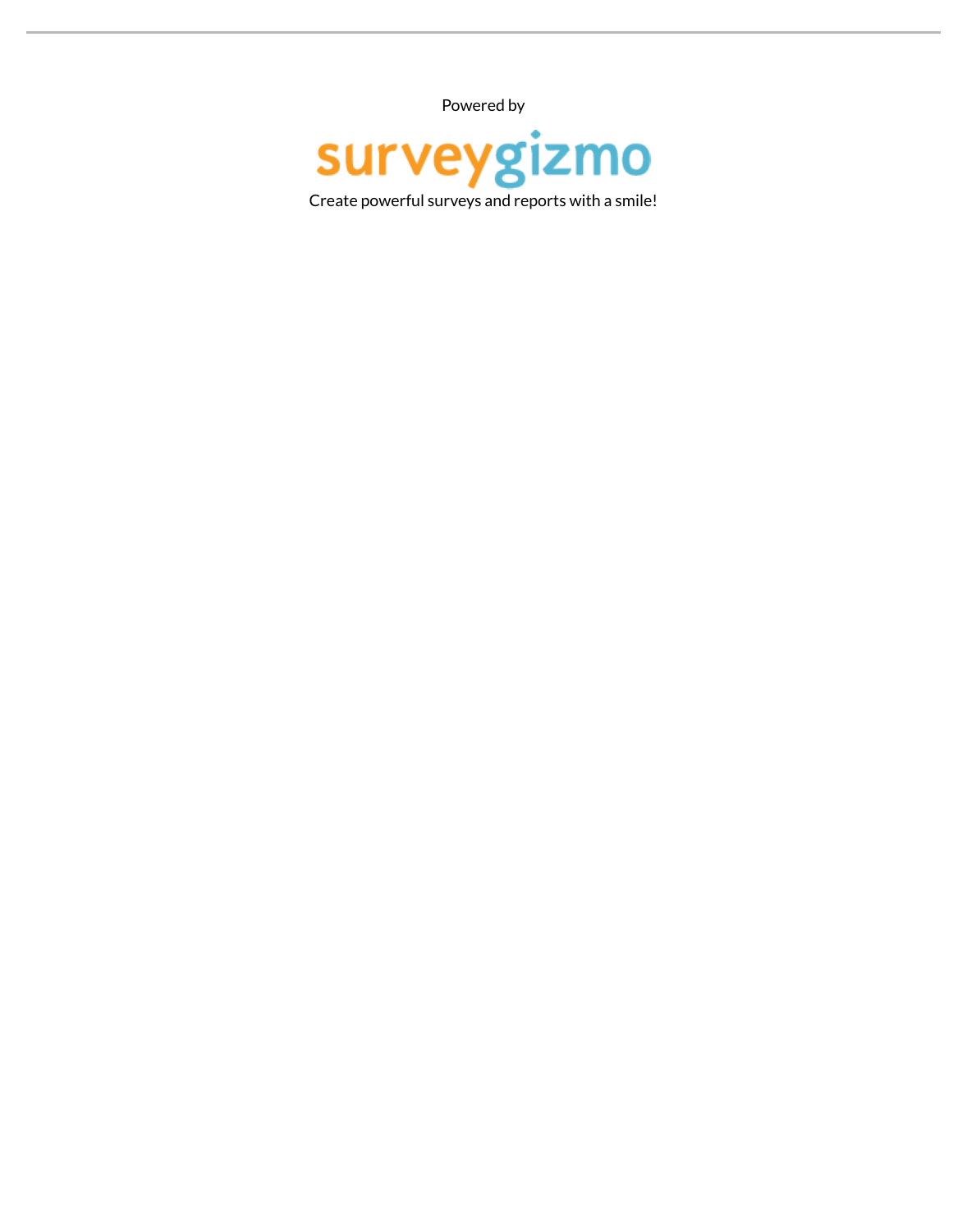Powered by

surveygizmo

Create powerful surveys and reports with a smile!